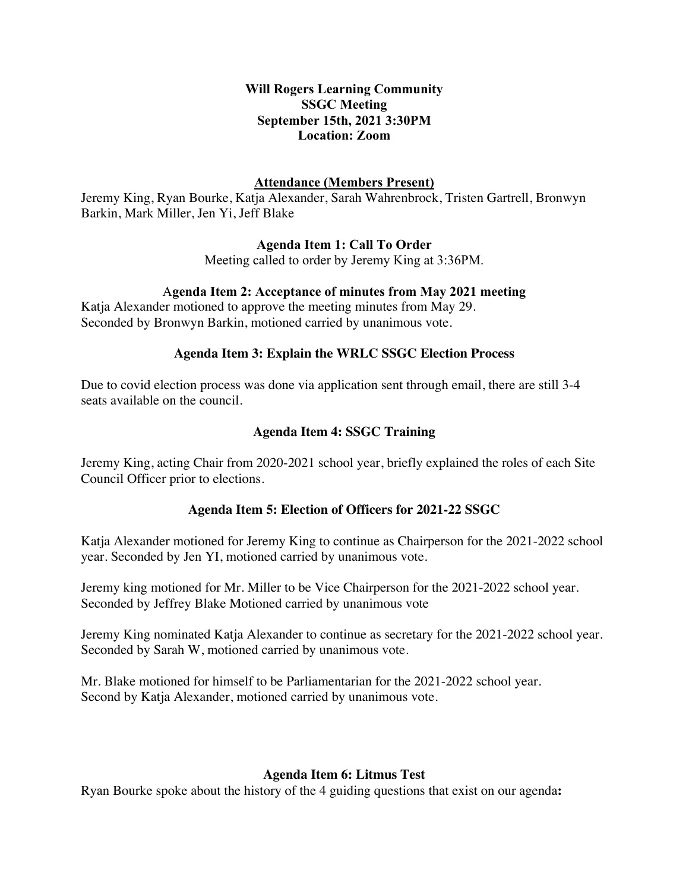**Will Rogers Learning Community**
**SSGC Meeting**
**September 15th, 2021 3:30PM**
**Location: Zoom**

**Attendance (Members Present)**

Jeremy King, Ryan Bourke, Katja Alexander, Sarah Wahrenbrock, Tristen Gartrell, Bronwyn Barkin, Mark Miller, Jen Yi, Jeff Blake

**Agenda Item 1: Call To Order**

Meeting called to order by Jeremy King at 3:36PM.

**Agenda Item 2: Acceptance of minutes from May 2021 meeting**

Katja Alexander motioned to approve the meeting minutes from May 29.
Seconded by Bronwyn Barkin, motioned carried by unanimous vote.

**Agenda Item 3: Explain the WRLC SSGC Election Process**

Due to covid election process was done via application sent through email, there are still 3-4 seats available on the council.

**Agenda Item 4: SSGC Training**

Jeremy King, acting Chair from 2020-2021 school year, briefly explained the roles of each Site Council Officer prior to elections.

**Agenda Item 5: Election of Officers for 2021-22 SSGC**

Katja Alexander motioned for Jeremy King to continue as Chairperson for the 2021-2022 school year. Seconded by Jen YI, motioned carried by unanimous vote.

Jeremy king motioned for Mr. Miller to be Vice Chairperson for the 2021-2022 school year. Seconded by Jeffrey Blake Motioned carried by unanimous vote

Jeremy King nominated Katja Alexander to continue as secretary for the 2021-2022 school year. Seconded by Sarah W, motioned carried by unanimous vote.

Mr. Blake motioned for himself to be Parliamentarian for the 2021-2022 school year. Second by Katja Alexander, motioned carried by unanimous vote.

**Agenda Item 6: Litmus Test**

Ryan Bourke spoke about the history of the 4 guiding questions that exist on our agenda**:**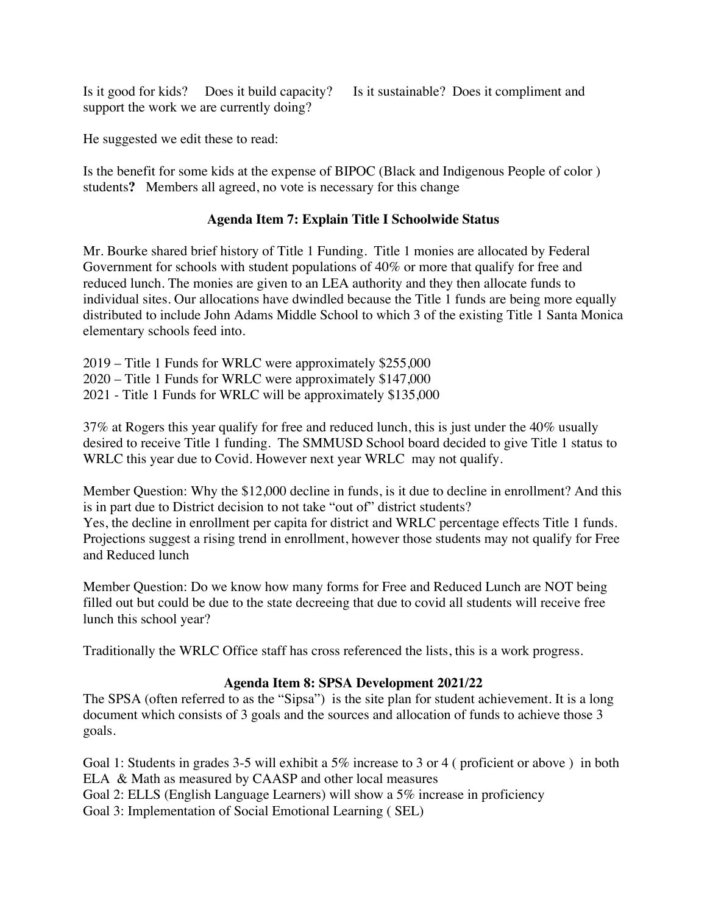Is it good for kids?  Does it build capacity?  Is it sustainable? Does it compliment and support the work we are currently doing?

He suggested we edit these to read:

Is the benefit for some kids at the expense of BIPOC (Black and Indigenous People of color ) students**?** Members all agreed, no vote is necessary for this change

### Agenda Item 7: Explain Title I Schoolwide Status

Mr. Bourke shared brief history of Title 1 Funding. Title 1 monies are allocated by Federal Government for schools with student populations of 40% or more that qualify for free and reduced lunch. The monies are given to an LEA authority and they then allocate funds to individual sites. Our allocations have dwindled because the Title 1 funds are being more equally distributed to include John Adams Middle School to which 3 of the existing Title 1 Santa Monica elementary schools feed into.

2019 – Title 1 Funds for WRLC were approximately $255,000
2020 – Title 1 Funds for WRLC were approximately $147,000
2021 - Title 1 Funds for WRLC will be approximately $135,000

37% at Rogers this year qualify for free and reduced lunch, this is just under the 40% usually desired to receive Title 1 funding. The SMMUSD School board decided to give Title 1 status to WRLC this year due to Covid. However next year WRLC may not qualify.

Member Question: Why the $12,000 decline in funds, is it due to decline in enrollment? And this is in part due to District decision to not take "out of" district students?
Yes, the decline in enrollment per capita for district and WRLC percentage effects Title 1 funds. Projections suggest a rising trend in enrollment, however those students may not qualify for Free and Reduced lunch

Member Question: Do we know how many forms for Free and Reduced Lunch are NOT being filled out but could be due to the state decreeing that due to covid all students will receive free lunch this school year?

Traditionally the WRLC Office staff has cross referenced the lists, this is a work progress.

### Agenda Item 8: SPSA Development 2021/22

The SPSA (often referred to as the "Sipsa") is the site plan for student achievement. It is a long document which consists of 3 goals and the sources and allocation of funds to achieve those 3 goals.

Goal 1: Students in grades 3-5 will exhibit a 5% increase to 3 or 4 ( proficient or above ) in both ELA & Math as measured by CAASP and other local measures
Goal 2: ELLS (English Language Learners) will show a 5% increase in proficiency
Goal 3: Implementation of Social Emotional Learning ( SEL)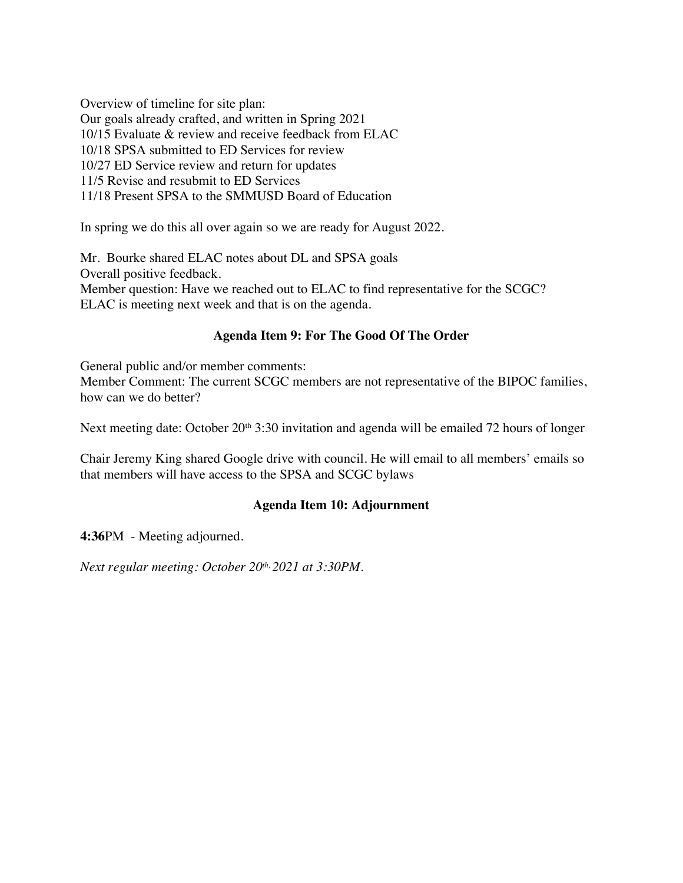Overview of timeline for site plan:
Our goals already crafted, and written in Spring 2021
10/15 Evaluate & review and receive feedback from ELAC
10/18 SPSA submitted to ED Services for review
10/27 ED Service review and return for updates
11/5 Revise and resubmit to ED Services
11/18 Present SPSA to the SMMUSD Board of Education

In spring we do this all over again so we are ready for August 2022.

Mr. Bourke shared ELAC notes about DL and SPSA goals
Overall positive feedback.
Member question: Have we reached out to ELAC to find representative for the SCGC?
ELAC is meeting next week and that is on the agenda.

### Agenda Item 9: For The Good Of The Order

General public and/or member comments:
Member Comment: The current SCGC members are not representative of the BIPOC families, how can we do better?

Next meeting date: October 20th 3:30 invitation and agenda will be emailed 72 hours of longer

Chair Jeremy King shared Google drive with council. He will email to all members' emails so that members will have access to the SPSA and SCGC bylaws

### Agenda Item 10: Adjournment

**4:36**PM - Meeting adjourned.

*Next regular meeting: October 20th, 2021 at 3:30PM.*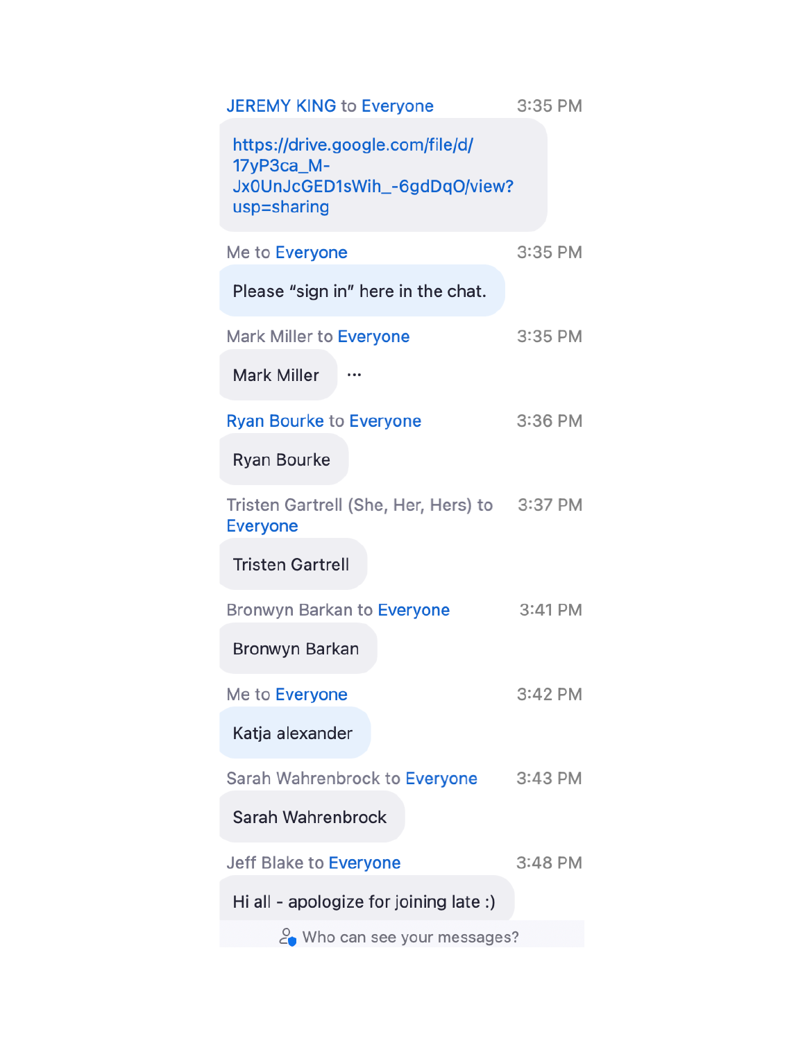JEREMY KING to Everyone 3:35 PM

https://drive.google.com/file/d/17yP3ca_M-Jx0UnJcGED1sWih_-6gdDqO/view?usp=sharing

Me to Everyone 3:35 PM

Please “sign in” here in the chat.

Mark Miller to Everyone 3:35 PM

Mark Miller

Ryan Bourke to Everyone 3:36 PM

Ryan Bourke

Tristen Gartrell (She, Her, Hers) to Everyone 3:37 PM

Tristen Gartrell

Bronwyn Barkan to Everyone 3:41 PM

Bronwyn Barkan

Me to Everyone 3:42 PM

Katja alexander

Sarah Wahrenbrock to Everyone 3:43 PM

Sarah Wahrenbrock

Jeff Blake to Everyone 3:48 PM

Hi all - apologize for joining late :)

Who can see your messages?